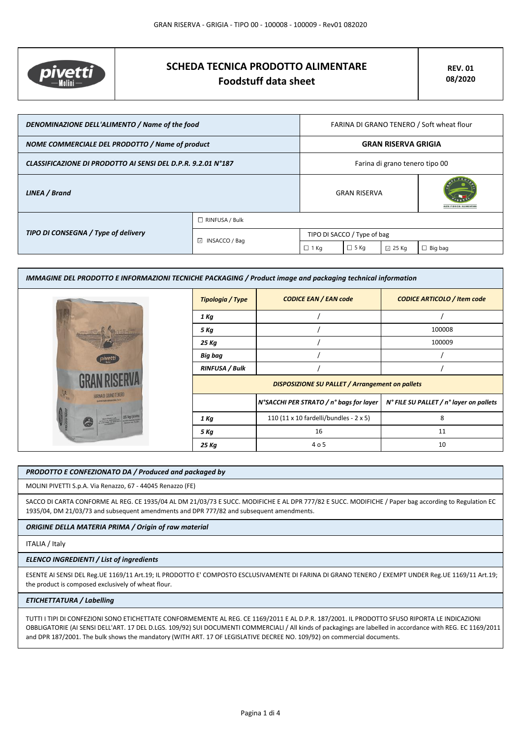# SCHEDA TECNICA PRODOTTO ALIMENTARE
## Foodstuff data sheet

**REV. 01**
**08/2020**

| | | | | | |
|---|---|---|---|---|---|
| ***DENOMINAZIONE DELL'ALIMENTO / Name of the food*** | | FARINA DI GRANO TENERO / Soft wheat flour | | | |
| ***NOME COMMERCIALE DEL PRODOTTO / Name of product*** | | **GRAN RISERVA GRIGIA** | | | |
| ***CLASSIFICAZIONE DI PRODOTTO AI SENSI DEL D.P.R. 9.2.01 N°187*** | | Farina di grano tenero tipo 00 | | | |
| ***LINEA / Brand*** | | GRAN RISERVA | | | FILIERA ALIMENTARE |
| ***TIPO DI CONSEGNA / Type of delivery*** | ☐ RINFUSA / Bulk | | | | |
| | ☑ INSACCO / Bag | TIPO DI SACCO / Type of bag | | | |
| | | ☐ 1 Kg | ☐ 5 Kg | ☑ 25 Kg | ☐ Big bag |

***IMMAGINE DEL PRODOTTO E INFORMAZIONI TECNICHE PACKAGING / Product image and packaging technical information***

| ***Tipologia / Type*** | ***CODICE EAN / EAN code*** | ***CODICE ARTICOLO / Item code*** |
|---|---|---|
| ***1 Kg*** | / | / |
| ***5 Kg*** | / | 100008 |
| ***25 Kg*** | / | 100009 |
| ***Big bag*** | / | / |
| ***RINFUSA / Bulk*** | / | / |

***DISPOSIZIONE SU PALLET / Arrangement on pallets***

| | ***N°SACCHI PER STRATO / n° bags for layer*** | ***N° FILE SU PALLET / n° layer on pallets*** |
|---|---|---|
| ***1 Kg*** | 110 (11 x 10 fardelli/bundles - 2 x 5) | 8 |
| ***5 Kg*** | 16 | 11 |
| ***25 Kg*** | 4 o 5 | 10 |

***PRODOTTO E CONFEZIONATO DA / Produced and packaged by***

MOLINI PIVETTI S.p.A. Via Renazzo, 67 - 44045 Renazzo (FE)

SACCO DI CARTA CONFORME AL REG. CE 1935/04 AL DM 21/03/73 E SUCC. MODIFICHE E AL DPR 777/82 E SUCC. MODIFICHE / Paper bag according to Regulation EC 1935/04, DM 21/03/73 and subsequent amendments and DPR 777/82 and subsequent amendments.

***ORIGINE DELLA MATERIA PRIMA / Origin of raw material***

ITALIA / Italy

***ELENCO INGREDIENTI / List of ingredients***

ESENTE AI SENSI DEL Reg.UE 1169/11 Art.19; IL PRODOTTO E' COMPOSTO ESCLUSIVAMENTE DI FARINA DI GRANO TENERO / EXEMPT UNDER Reg.UE 1169/11 Art.19; the product is composed exclusively of wheat flour.

***ETICHETTATURA / Labelling***

TUTTI I TIPI DI CONFEZIONI SONO ETICHETTATE CONFORMEMENTE AL REG. CE 1169/2011 E AL D.P.R. 187/2001. IL PRODOTTO SFUSO RIPORTA LE INDICAZIONI OBBLIGATORIE (AI SENSI DELL'ART. 17 DEL D.LGS. 109/92) SUI DOCUMENTI COMMERCIALI / All kinds of packagings are labelled in accordance with REG. EC 1169/2011 and DPR 187/2001. The bulk shows the mandatory (WITH ART. 17 OF LEGISLATIVE DECREE NO. 109/92) on commercial documents.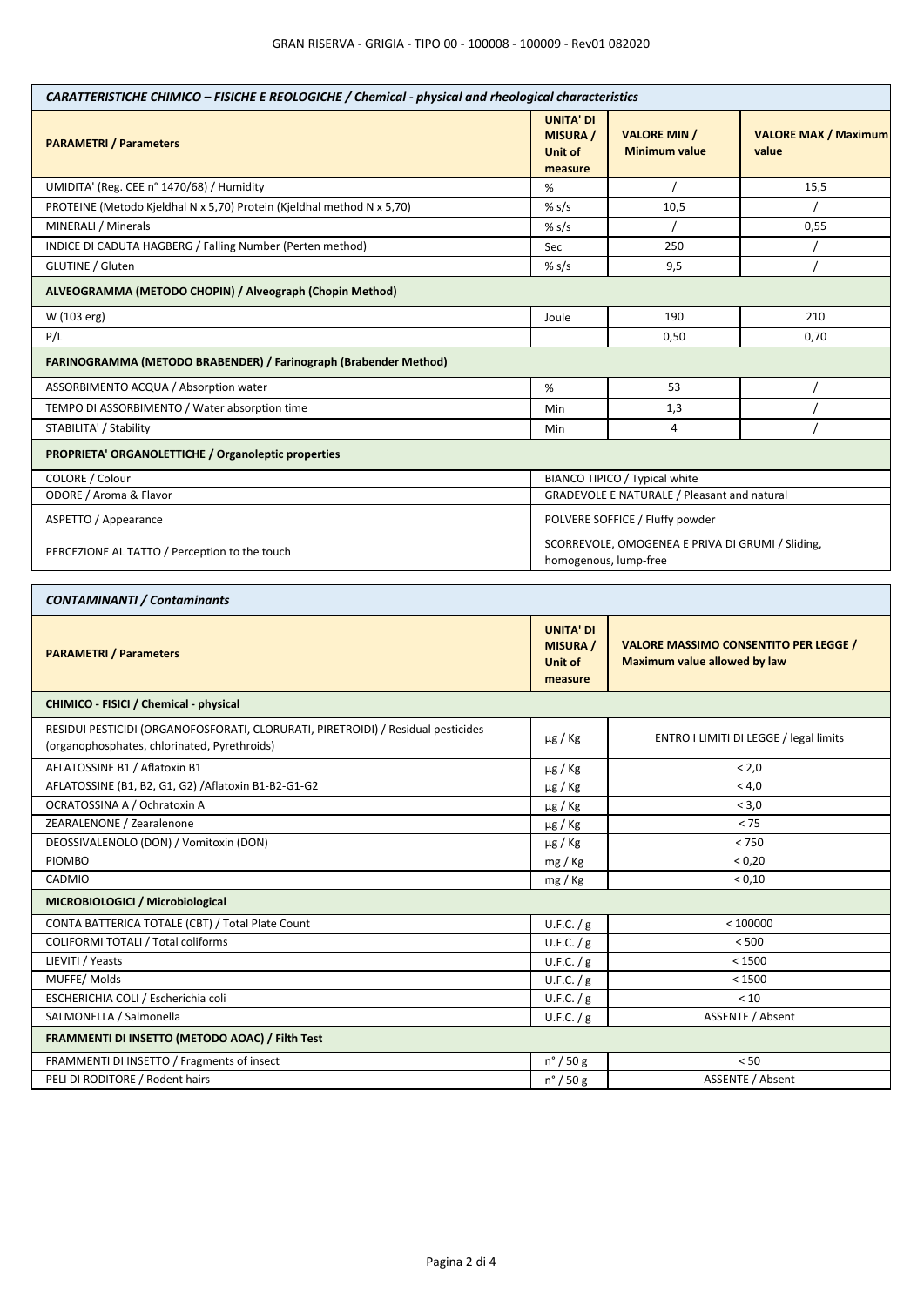| *CARATTERISTICHE CHIMICO – FISICHE E REOLOGICHE / Chemical - physical and rheological characteristics* | | | |
|---|---|---|---|
| **PARAMETRI / Parameters** | **UNITA' DI MISURA / Unit of measure** | **VALORE MIN / Minimum value** | **VALORE MAX / Maximum value** |
| UMIDITA' (Reg. CEE n° 1470/68) / Humidity | % | / | 15,5 |
| PROTEINE (Metodo Kjeldhal N x 5,70) Protein (Kjeldhal method N x 5,70) | % s/s | 10,5 | / |
| MINERALI / Minerals | % s/s | / | 0,55 |
| INDICE DI CADUTA HAGBERG / Falling Number (Perten method) | Sec | 250 | / |
| GLUTINE / Gluten | % s/s | 9,5 | / |
| **ALVEOGRAMMA (METODO CHOPIN) / Alveograph (Chopin Method)** | | | |
| W (103 erg) | Joule | 190 | 210 |
| P/L | | 0,50 | 0,70 |
| **FARINOGRAMMA (METODO BRABENDER) / Farinograph (Brabender Method)** | | | |
| ASSORBIMENTO ACQUA / Absorption water | % | 53 | / |
| TEMPO DI ASSORBIMENTO / Water absorption time | Min | 1,3 | / |
| STABILITA' / Stability | Min | 4 | / |
| **PROPRIETA' ORGANOLETTICHE / Organoleptic properties** | | | |
| COLORE / Colour | BIANCO TIPICO / Typical white | | |
| ODORE / Aroma & Flavor | GRADEVOLE E NATURALE / Pleasant and natural | | |
| ASPETTO / Appearance | POLVERE SOFFICE / Fluffy powder | | |
| PERCEZIONE AL TATTO / Perception to the touch | SCORREVOLE, OMOGENEA E PRIVA DI GRUMI / Sliding, homogenous, lump-free | | |

| *CONTAMINANTI / Contaminants* | | |
|---|---|---|
| **PARAMETRI / Parameters** | **UNITA' DI MISURA / Unit of measure** | **VALORE MASSIMO CONSENTITO PER LEGGE / Maximum value allowed by law** |
| **CHIMICO - FISICI / Chemical - physical** | | |
| RESIDUI PESTICIDI (ORGANOFOSFORATI, CLORURATI, PIRETROIDI) / Residual pesticides (organophosphates, chlorinated, Pyrethroids) | μg / Kg | ENTRO I LIMITI DI LEGGE / legal limits |
| AFLATOSSINE B1 / Aflatoxin B1 | μg / Kg | < 2,0 |
| AFLATOSSINE (B1, B2, G1, G2) /Aflatoxin B1-B2-G1-G2 | μg / Kg | < 4,0 |
| OCRATOSSINA A / Ochratoxin A | μg / Kg | < 3,0 |
| ZEARALENONE / Zearalenone | μg / Kg | < 75 |
| DEOSSIVALENOLO (DON) / Vomitoxin (DON) | μg / Kg | < 750 |
| PIOMBO | mg / Kg | < 0,20 |
| CADMIO | mg / Kg | < 0,10 |
| **MICROBIOLOGICI / Microbiological** | | |
| CONTA BATTERICA TOTALE (CBT) / Total Plate Count | U.F.C. / g | < 100000 |
| COLIFORMI TOTALI / Total coliforms | U.F.C. / g | < 500 |
| LIEVITI / Yeasts | U.F.C. / g | < 1500 |
| MUFFE/ Molds | U.F.C. / g | < 1500 |
| ESCHERICHIA COLI / Escherichia coli | U.F.C. / g | < 10 |
| SALMONELLA / Salmonella | U.F.C. / g | ASSENTE / Absent |
| **FRAMMENTI DI INSETTO (METODO AOAC) / Filth Test** | | |
| FRAMMENTI DI INSETTO / Fragments of insect | n° / 50 g | < 50 |
| PELI DI RODITORE / Rodent hairs | n° / 50 g | ASSENTE / Absent |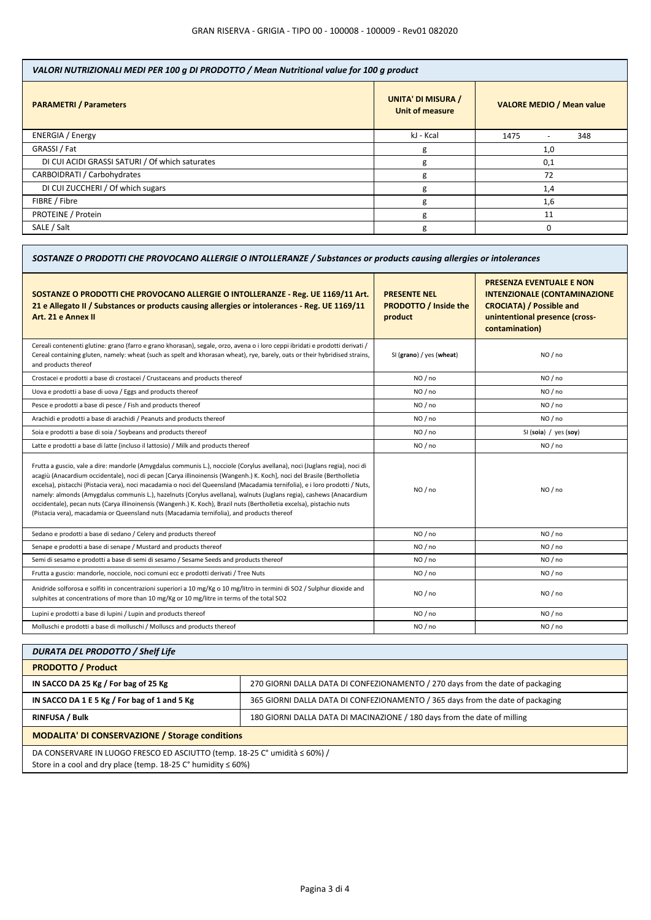| *VALORI NUTRIZIONALI MEDI PER 100 g DI PRODOTTO / Mean Nutritional value for 100 g product* | | |
|---|---|---|
| **PARAMETRI / Parameters** | **UNITA' DI MISURA / Unit of measure** | **VALORE MEDIO / Mean value** |
| ENERGIA / Energy | kJ - Kcal | 1475 - 348 |
| GRASSI / Fat | g | 1,0 |
| DI CUI ACIDI GRASSI SATURI / Of which saturates | g | 0,1 |
| CARBOIDRATI / Carbohydrates | g | 72 |
| DI CUI ZUCCHERI / Of which sugars | g | 1,4 |
| FIBRE / Fibre | g | 1,6 |
| PROTEINE / Protein | g | 11 |
| SALE / Salt | g | 0 |

| *SOSTANZE O PRODOTTI CHE PROVOCANO ALLERGIE O INTOLLERANZE / Substances or products causing allergies or intolerances* | | |
|---|---|---|
| **SOSTANZE O PRODOTTI CHE PROVOCANO ALLERGIE O INTOLLERANZE - Reg. UE 1169/11 Art. 21 e Allegato II / Substances or products causing allergies or intolerances - Reg. UE 1169/11 Art. 21 e Annex II** | **PRESENTE NEL PRODOTTO / Inside the product** | **PRESENZA EVENTUALE E NON INTENZIONALE (CONTAMINAZIONE CROCIATA) / Possible and unintentional presence (cross-contamination)** |
| Cereali contenenti glutine: grano (farro e grano khorasan), segale, orzo, avena o i loro ceppi ibridati e prodotti derivati / Cereal containing gluten, namely: wheat (such as spelt and khorasan wheat), rye, barely, oats or their hybridised strains, and products thereof | SI (**grano**) / yes (**wheat**) | NO / no |
| Crostacei e prodotti a base di crostacei / Crustaceans and products thereof | NO / no | NO / no |
| Uova e prodotti a base di uova / Eggs and products thereof | NO / no | NO / no |
| Pesce e prodotti a base di pesce / Fish and products thereof | NO / no | NO / no |
| Arachidi e prodotti a base di arachidi / Peanuts and products thereof | NO / no | NO / no |
| Soia e prodotti a base di soia / Soybeans and products thereof | NO / no | SI (**soia**) / yes (**soy**) |
| Latte e prodotti a base di latte (incluso il lattosio) / Milk and products thereof | NO / no | NO / no |
| Frutta a guscio, vale a dire: mandorle (Amygdalus communis L.), nocciole (Corylus avellana), noci (Juglans regia), noci di acagiù (Anacardium occidentale), noci di pecan [Carya illinoinensis (Wangenh.) K. Koch], noci del Brasile (Bertholletia excelsa), pistacchi (Pistacia vera), noci macadamia o noci del Queensland (Macadamia ternifolia), e i loro prodotti / Nuts, namely: almonds (Amygdalus communis L.), hazelnuts (Corylus avellana), walnuts (Juglans regia), cashews (Anacardium occidentale), pecan nuts (Carya illinoinensis (Wangenh.) K. Koch), Brazil nuts (Bertholletia excelsa), pistachio nuts (Pistacia vera), macadamia or Queensland nuts (Macadamia ternifolia), and products thereof | NO / no | NO / no |
| Sedano e prodotti a base di sedano / Celery and products thereof | NO / no | NO / no |
| Senape e prodotti a base di senape / Mustard and products thereof | NO / no | NO / no |
| Semi di sesamo e prodotti a base di semi di sesamo / Sesame Seeds and products thereof | NO / no | NO / no |
| Frutta a guscio: mandorle, nocciole, noci comuni ecc e prodotti derivati / Tree Nuts | NO / no | NO / no |
| Anidride solforosa e solfiti in concentrazioni superiori a 10 mg/Kg o 10 mg/litro in termini di SO2 / Sulphur dioxide and sulphites at concentrations of more than 10 mg/Kg or 10 mg/litre in terms of the total SO2 | NO / no | NO / no |
| Lupini e prodotti a base di lupini / Lupin and products thereof | NO / no | NO / no |
| Molluschi e prodotti a base di molluschi / Molluscs and products thereof | NO / no | NO / no |

| *DURATA DEL PRODOTTO / Shelf Life* | |
|---|---|
| **PRODOTTO / Product** | |
| **IN SACCO DA 25 Kg / For bag of 25 Kg** | 270 GIORNI DALLA DATA DI CONFEZIONAMENTO / 270 days from the date of packaging |
| **IN SACCO DA 1 E 5 Kg / For bag of 1 and 5 Kg** | 365 GIORNI DALLA DATA DI CONFEZIONAMENTO / 365 days from the date of packaging |
| **RINFUSA / Bulk** | 180 GIORNI DALLA DATA DI MACINAZIONE / 180 days from the date of milling |
| **MODALITA' DI CONSERVAZIONE / Storage conditions** | |
| DA CONSERVARE IN LUOGO FRESCO ED ASCIUTTO (temp. 18-25 C° umidità ≤ 60%) / Store in a cool and dry place (temp. 18-25 C° humidity ≤ 60%) | |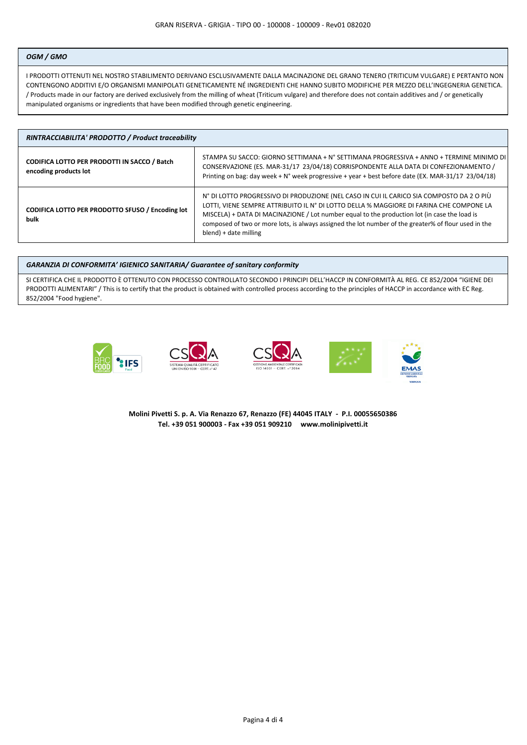### *OGM / GMO*

I PRODOTTI OTTENUTI NEL NOSTRO STABILIMENTO DERIVANO ESCLUSIVAMENTE DALLA MACINAZIONE DEL GRANO TENERO (TRITICUM VULGARE) E PERTANTO NON CONTENGONO ADDITIVI E/O ORGANISMI MANIPOLATI GENETICAMENTE NÉ INGREDIENTI CHE HANNO SUBITO MODIFICHE PER MEZZO DELL'INGEGNERIA GENETICA. / Products made in our factory are derived exclusively from the milling of wheat (Triticum vulgare) and therefore does not contain additives and / or genetically manipulated organisms or ingredients that have been modified through genetic engineering.

### *RINTRACCIABILITA' PRODOTTO / Product traceability*

| | |
|---|---|
| **CODIFICA LOTTO PER PRODOTTI IN SACCO / Batch encoding products lot** | STAMPA SU SACCO: GIORNO SETTIMANA + N° SETTIMANA PROGRESSIVA + ANNO + TERMINE MINIMO DI CONSERVAZIONE (ES. MAR-31/17 23/04/18) CORRISPONDENTE ALLA DATA DI CONFEZIONAMENTO / Printing on bag: day week + N° week progressive + year + best before date (EX. MAR-31/17 23/04/18) |
| **CODIFICA LOTTO PER PRODOTTO SFUSO / Encoding lot bulk** | N° DI LOTTO PROGRESSIVO DI PRODUZIONE (NEL CASO IN CUI IL CARICO SIA COMPOSTO DA 2 O PIÙ LOTTI, VIENE SEMPRE ATTRIBUITO IL N° DI LOTTO DELLA % MAGGIORE DI FARINA CHE COMPONE LA MISCELA) + DATA DI MACINAZIONE / Lot number equal to the production lot (in case the load is composed of two or more lots, is always assigned the lot number of the greater% of flour used in the blend) + date milling |

### *GARANZIA DI CONFORMITA' IGIENICO SANITARIA/ Guarantee of sanitary conformity*

SI CERTIFICA CHE IL PRODOTTO È OTTENUTO CON PROCESSO CONTROLLATO SECONDO I PRINCIPI DELL'HACCP IN CONFORMITÀ AL REG. CE 852/2004 "IGIENE DEI PRODOTTI ALIMENTARI" / This is to certify that the product is obtained with controlled process according to the principles of HACCP in accordance with EC Reg. 852/2004 "Food hygiene".

BRC FOOD CERTIFICATED · IFS Food · CSQA SISTEMA QUALITÀ CERTIFICATO UNI EN ISO 9001 – CERT. n° 47 · CSQA GESTIONE AMBIENTALE CERTIFICATA ISO 14001 – CERT. n° 2084 · EMAS GESTIONE AMBIENTALE VERIFICATA

**Molini Pivetti S. p. A. Via Renazzo 67, Renazzo (FE) 44045 ITALY - P.I. 00055650386**
**Tel. +39 051 900003 - Fax +39 051 909210 www.molinipivetti.it**